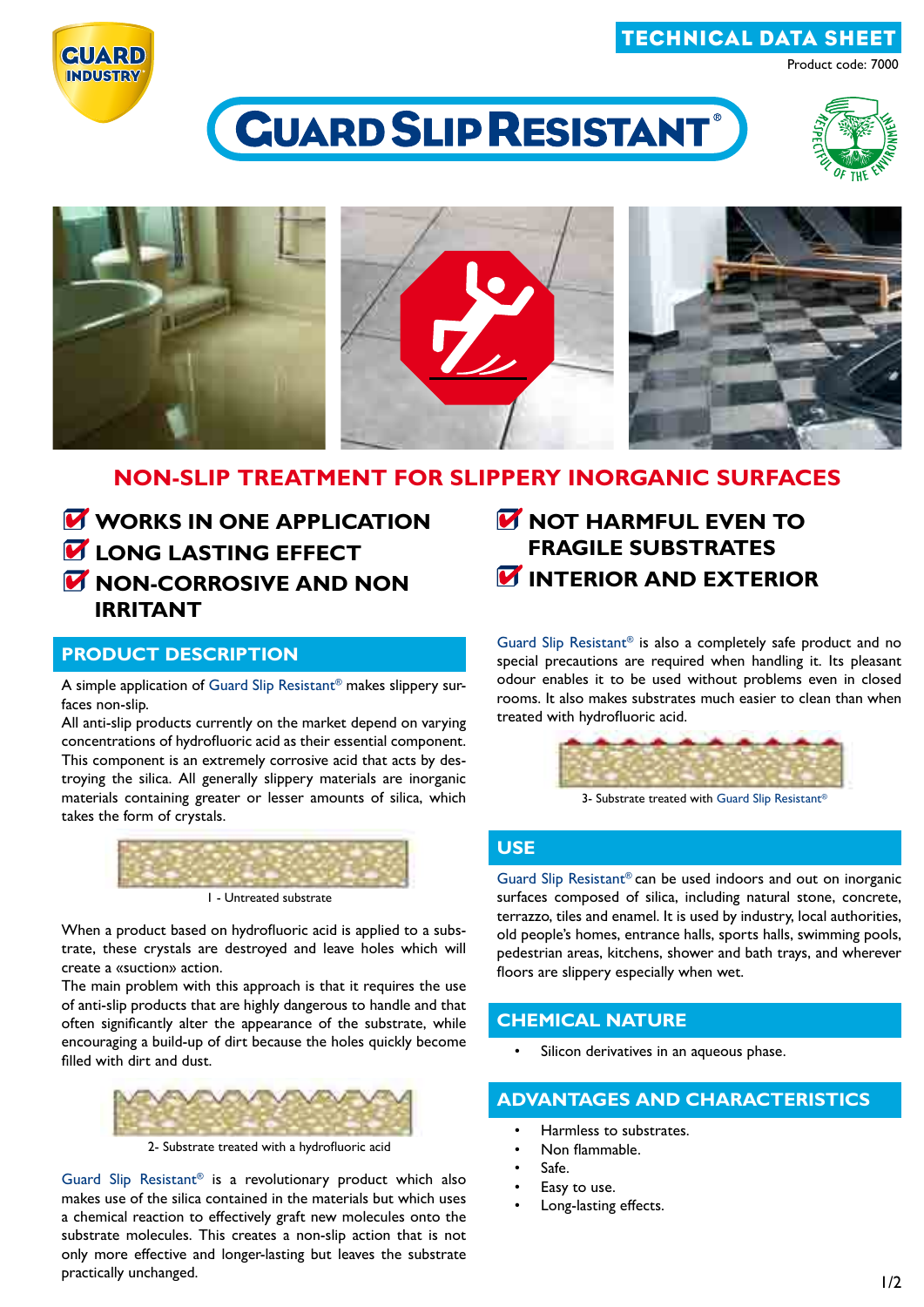TECHNICAL DATA SHEET

Product code: 7000

# GUARD SLIP RESISTANT®

## NON-SLIP TREATMENT FOR SLIPPERY INORGANIC SURFACES

- **WORKS IN ONE APPLICATION**
- **LONG LASTING EFFECT**
- **NON-CORROSIVE AND NON IRRITANT**
- **NOT HARMFUL EVEN TO FRAGILE SUBSTRATES**
- **INTERIOR AND EXTERIOR**

## PRODUCT DESCRIPTION

A simple application of Guard Slip Resistant® makes slippery surfaces non-slip.

All anti-slip products currently on the market depend on varying concentrations of hydrofluoric acid as their essential component. This component is an extremely corrosive acid that acts by destroying the silica. All generally slippery materials are inorganic materials containing greater or lesser amounts of silica, which takes the form of crystals.

1 - Untreated substrate

When a product based on hydrofluoric acid is applied to a substrate, these crystals are destroyed and leave holes which will create a «suction» action.

The main problem with this approach is that it requires the use of anti-slip products that are highly dangerous to handle and that often significantly alter the appearance of the substrate, while encouraging a build-up of dirt because the holes quickly become filled with dirt and dust.

2- Substrate treated with a hydrofluoric acid

Guard Slip Resistant® is a revolutionary product which also makes use of the silica contained in the materials but which uses a chemical reaction to effectively graft new molecules onto the substrate molecules. This creates a non-slip action that is not only more effective and longer-lasting but leaves the substrate practically unchanged.

Guard Slip Resistant® is also a completely safe product and no special precautions are required when handling it. Its pleasant odour enables it to be used without problems even in closed rooms. It also makes substrates much easier to clean than when treated with hydrofluoric acid.

3- Substrate treated with Guard Slip Resistant®

## USE

Guard Slip Resistant® can be used indoors and out on inorganic surfaces composed of silica, including natural stone, concrete, terrazzo, tiles and enamel. It is used by industry, local authorities, old people's homes, entrance halls, sports halls, swimming pools, pedestrian areas, kitchens, shower and bath trays, and wherever floors are slippery especially when wet.

## CHEMICAL NATURE

- Silicon derivatives in an aqueous phase.

## ADVANTAGES AND CHARACTERISTICS

- Harmless to substrates.
- Non flammable.
- Safe.
- Easy to use.
- Long-lasting effects.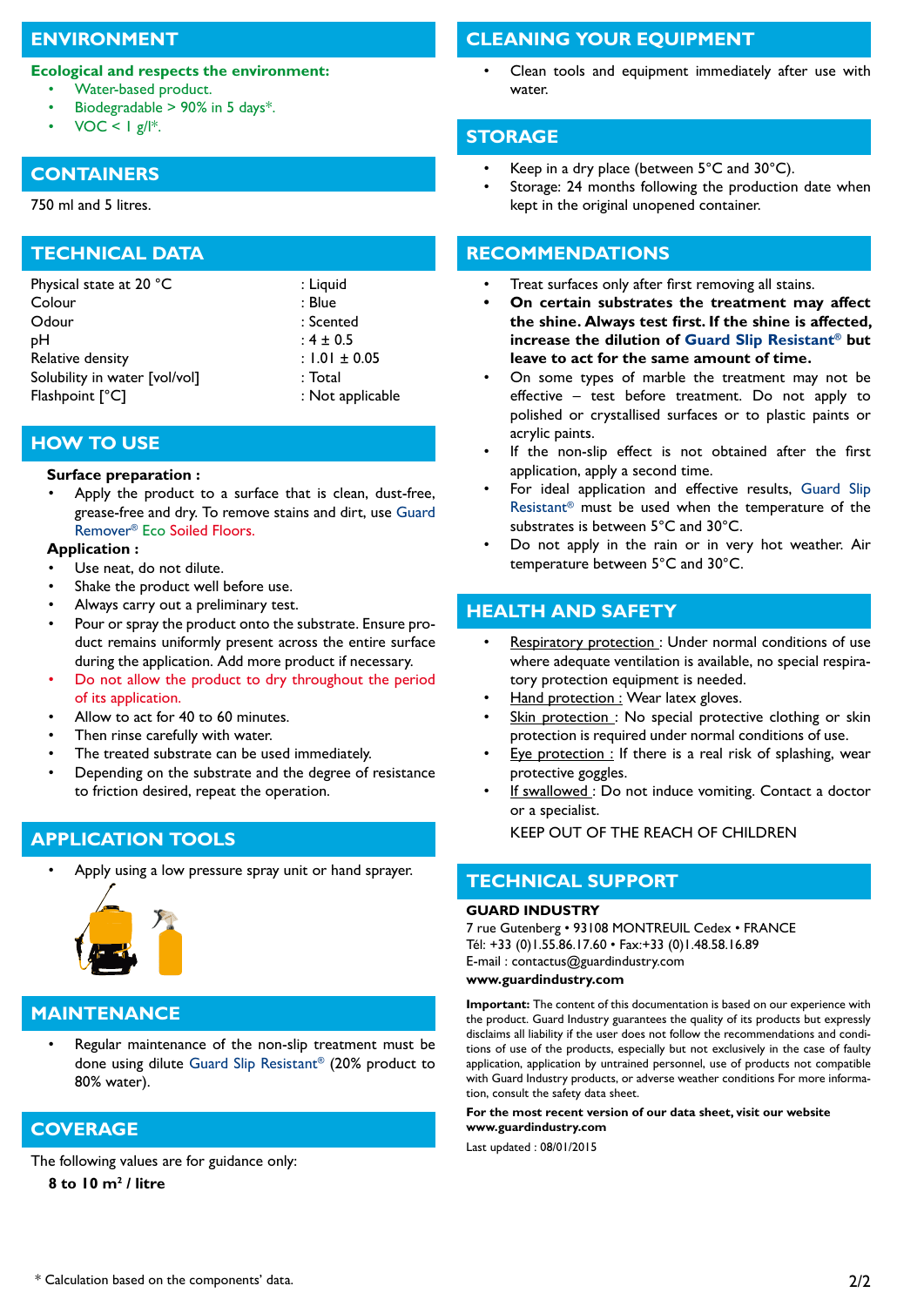## ENVIRONMENT

**Ecological and respects the environment:**

- Water-based product.
- Biodegradable > 90% in 5 days*.
- VOC < 1 g/l*.

## CONTAINERS

750 ml and 5 litres.

## TECHNICAL DATA

| | |
|---|---|
| Physical state at 20 °C | : Liquid |
| Colour | : Blue |
| Odour | : Scented |
| pH | : 4 ± 0.5 |
| Relative density | : 1.01 ± 0.05 |
| Solubility in water [vol/vol] | : Total |
| Flashpoint [°C] | : Not applicable |

## HOW TO USE

**Surface preparation :**

- Apply the product to a surface that is clean, dust-free, grease-free and dry. To remove stains and dirt, use Guard Remover® Eco Soiled Floors.

**Application :**

- Use neat, do not dilute.
- Shake the product well before use.
- Always carry out a preliminary test.
- Pour or spray the product onto the substrate. Ensure product remains uniformly present across the entire surface during the application. Add more product if necessary.
- Do not allow the product to dry throughout the period of its application.
- Allow to act for 40 to 60 minutes.
- Then rinse carefully with water.
- The treated substrate can be used immediately.
- Depending on the substrate and the degree of resistance to friction desired, repeat the operation.

## APPLICATION TOOLS

- Apply using a low pressure spray unit or hand sprayer.

## MAINTENANCE

- Regular maintenance of the non-slip treatment must be done using dilute Guard Slip Resistant® (20% product to 80% water).

## COVERAGE

The following values are for guidance only:

**8 to 10 m² / litre**

## CLEANING YOUR EQUIPMENT

- Clean tools and equipment immediately after use with water.

## STORAGE

- Keep in a dry place (between 5°C and 30°C).
- Storage: 24 months following the production date when kept in the original unopened container.

## RECOMMENDATIONS

- Treat surfaces only after first removing all stains.
- **On certain substrates the treatment may affect the shine. Always test first. If the shine is affected, increase the dilution of Guard Slip Resistant® but leave to act for the same amount of time.**
- On some types of marble the treatment may not be effective – test before treatment. Do not apply to polished or crystallised surfaces or to plastic paints or acrylic paints.
- If the non-slip effect is not obtained after the first application, apply a second time.
- For ideal application and effective results, Guard Slip Resistant® must be used when the temperature of the substrates is between 5°C and 30°C.
- Do not apply in the rain or in very hot weather. Air temperature between 5°C and 30°C.

## HEALTH AND SAFETY

- Respiratory protection : Under normal conditions of use where adequate ventilation is available, no special respiratory protection equipment is needed.
- Hand protection : Wear latex gloves.
- Skin protection : No special protective clothing or skin protection is required under normal conditions of use.
- Eye protection : If there is a real risk of splashing, wear protective goggles.
- If swallowed : Do not induce vomiting. Contact a doctor or a specialist.

KEEP OUT OF THE REACH OF CHILDREN

## TECHNICAL SUPPORT

**GUARD INDUSTRY**

7 rue Gutenberg • 93108 MONTREUIL Cedex • FRANCE
Tél: +33 (0)1.55.86.17.60 • Fax:+33 (0)1.48.58.16.89
E-mail : contactus@guardindustry.com
**www.guardindustry.com**

**Important:** The content of this documentation is based on our experience with the product. Guard Industry guarantees the quality of its products but expressly disclaims all liability if the user does not follow the recommendations and conditions of use of the products, especially but not exclusively in the case of faulty application, application by untrained personnel, use of products not compatible with Guard Industry products, or adverse weather conditions For more information, consult the safety data sheet.

**For the most recent version of our data sheet, visit our website www.guardindustry.com**

Last updated : 08/01/2015

\* Calculation based on the components' data.